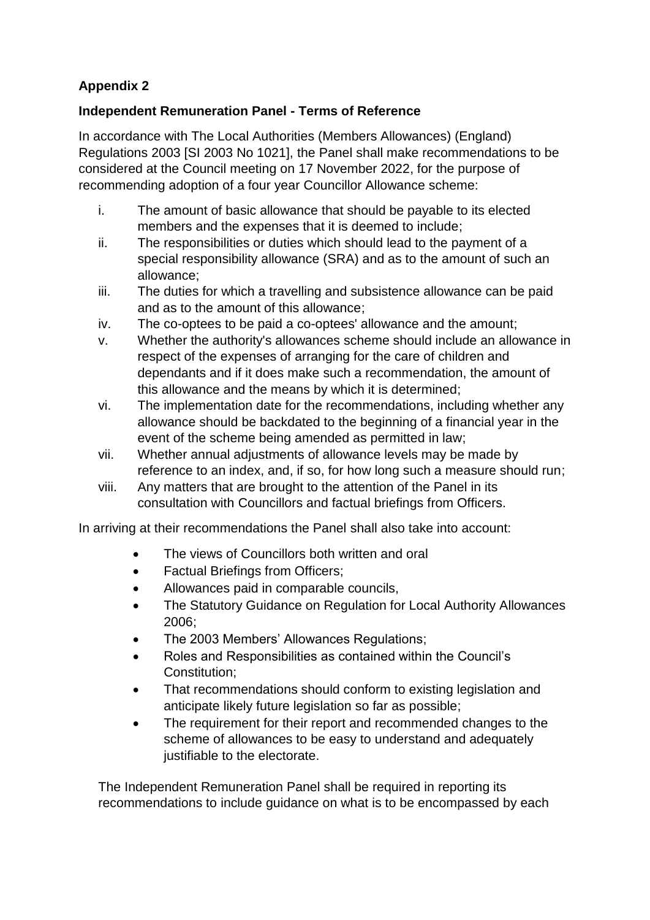**Appendix 2**

**Independent Remuneration Panel - Terms of Reference**

In accordance with The Local Authorities (Members Allowances) (England) Regulations 2003 [SI 2003 No 1021], the Panel shall make recommendations to be considered at the Council meeting on 17 November 2022, for the purpose of recommending adoption of a four year Councillor Allowance scheme:

i. The amount of basic allowance that should be payable to its elected members and the expenses that it is deemed to include;
ii. The responsibilities or duties which should lead to the payment of a special responsibility allowance (SRA) and as to the amount of such an allowance;
iii. The duties for which a travelling and subsistence allowance can be paid and as to the amount of this allowance;
iv. The co-optees to be paid a co-optees' allowance and the amount;
v. Whether the authority's allowances scheme should include an allowance in respect of the expenses of arranging for the care of children and dependants and if it does make such a recommendation, the amount of this allowance and the means by which it is determined;
vi. The implementation date for the recommendations, including whether any allowance should be backdated to the beginning of a financial year in the event of the scheme being amended as permitted in law;
vii. Whether annual adjustments of allowance levels may be made by reference to an index, and, if so, for how long such a measure should run;
viii. Any matters that are brought to the attention of the Panel in its consultation with Councillors and factual briefings from Officers.

In arriving at their recommendations the Panel shall also take into account:

- The views of Councillors both written and oral
- Factual Briefings from Officers;
- Allowances paid in comparable councils,
- The Statutory Guidance on Regulation for Local Authority Allowances 2006;
- The 2003 Members' Allowances Regulations;
- Roles and Responsibilities as contained within the Council's Constitution;
- That recommendations should conform to existing legislation and anticipate likely future legislation so far as possible;
- The requirement for their report and recommended changes to the scheme of allowances to be easy to understand and adequately justifiable to the electorate.

The Independent Remuneration Panel shall be required in reporting its recommendations to include guidance on what is to be encompassed by each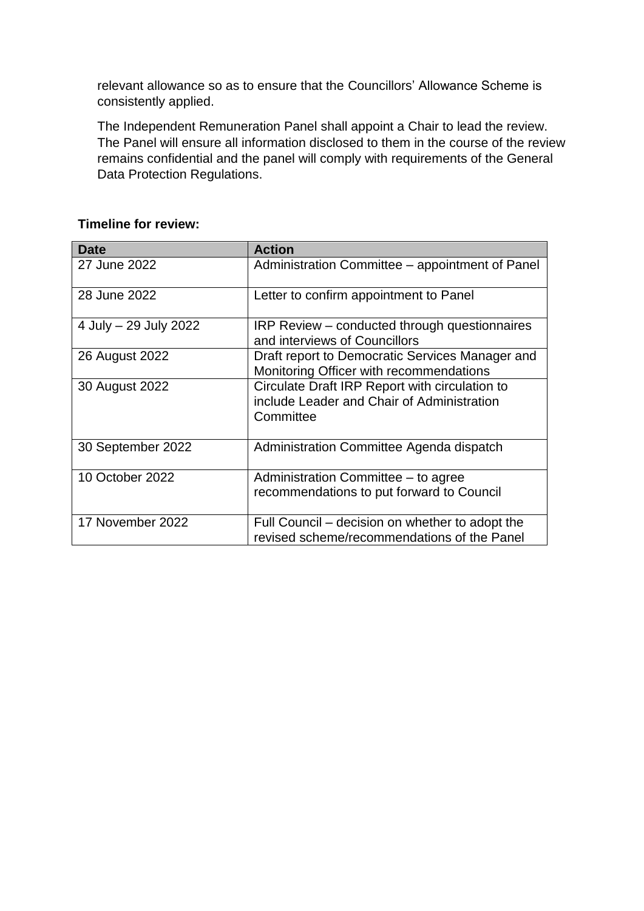relevant allowance so as to ensure that the Councillors' Allowance Scheme is consistently applied.

The Independent Remuneration Panel shall appoint a Chair to lead the review. The Panel will ensure all information disclosed to them in the course of the review remains confidential and the panel will comply with requirements of the General Data Protection Regulations.

**Timeline for review:**

| Date | Action |
|---|---|
| 27 June 2022 | Administration Committee – appointment of Panel |
| 28 June 2022 | Letter to confirm appointment to Panel |
| 4 July – 29 July 2022 | IRP Review – conducted through questionnaires and interviews of Councillors |
| 26 August 2022 | Draft report to Democratic Services Manager and Monitoring Officer with recommendations |
| 30 August 2022 | Circulate Draft IRP Report with circulation to include Leader and Chair of Administration Committee |
| 30 September 2022 | Administration Committee Agenda dispatch |
| 10 October 2022 | Administration Committee – to agree recommendations to put forward to Council |
| 17 November 2022 | Full Council – decision on whether to adopt the revised scheme/recommendations of the Panel |